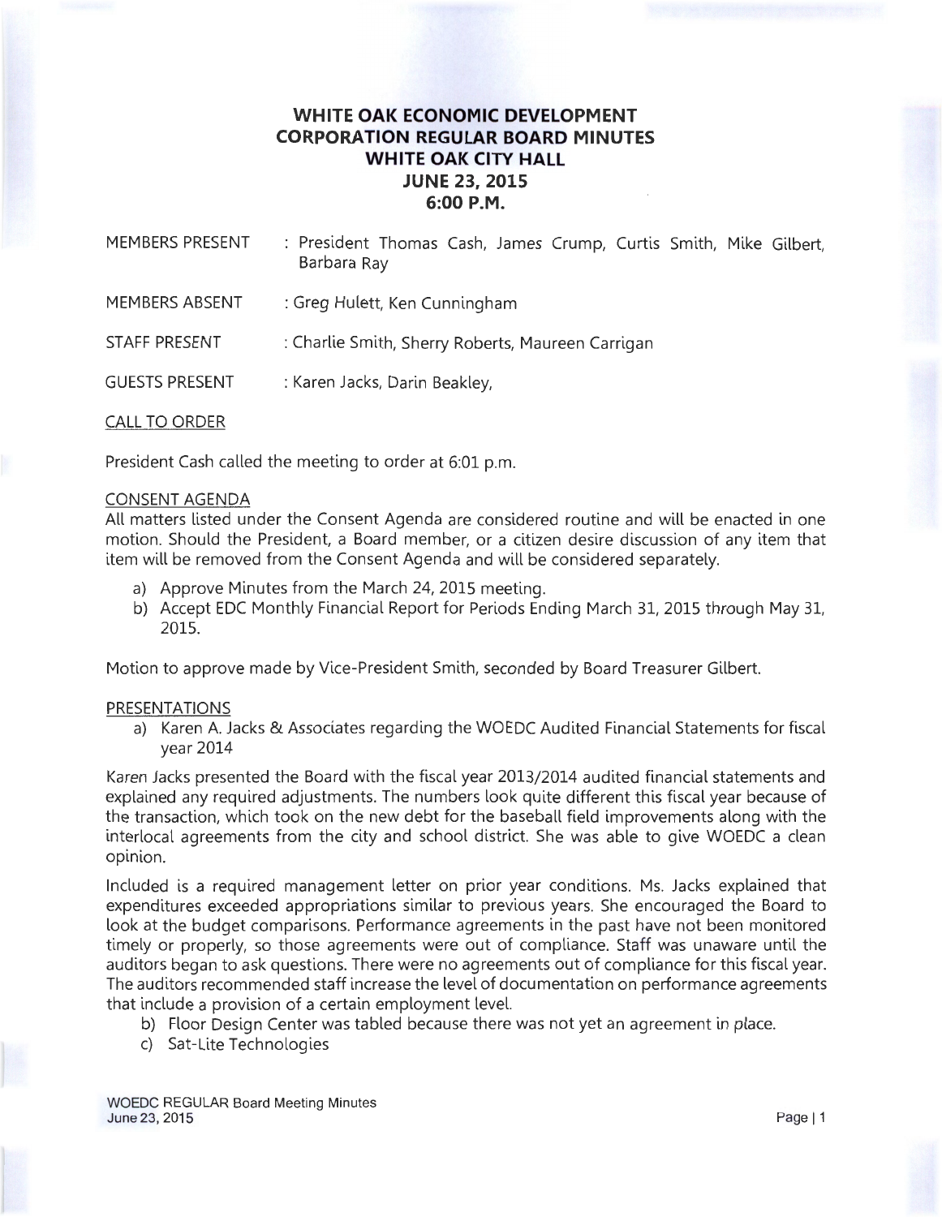# WHITE OAK ECONOMIC DEVELOPMENT CORPORATION REGULAR BOARD MINUTES
## WHITE OAK CITY HALL
## JUNE 23, 2015
## 6:00 P.M.

MEMBERS PRESENT : President Thomas Cash, James Crump, Curtis Smith, Mike Gilbert, Barbara Ray

MEMBERS ABSENT : Greg Hulett, Ken Cunningham

STAFF PRESENT : Charlie Smith, Sherry Roberts, Maureen Carrigan

GUESTS PRESENT : Karen Jacks, Darin Beakley,

CALL TO ORDER

President Cash called the meeting to order at 6:01 p.m.

CONSENT AGENDA

All matters listed under the Consent Agenda are considered routine and will be enacted in one motion. Should the President, a Board member, or a citizen desire discussion of any item that item will be removed from the Consent Agenda and will be considered separately.

a) Approve Minutes from the March 24, 2015 meeting.
b) Accept EDC Monthly Financial Report for Periods Ending March 31, 2015 through May 31, 2015.

Motion to approve made by Vice-President Smith, seconded by Board Treasurer Gilbert.

PRESENTATIONS

a) Karen A. Jacks & Associates regarding the WOEDC Audited Financial Statements for fiscal year 2014

Karen Jacks presented the Board with the fiscal year 2013/2014 audited financial statements and explained any required adjustments. The numbers look quite different this fiscal year because of the transaction, which took on the new debt for the baseball field improvements along with the interlocal agreements from the city and school district. She was able to give WOEDC a clean opinion.

Included is a required management letter on prior year conditions. Ms. Jacks explained that expenditures exceeded appropriations similar to previous years. She encouraged the Board to look at the budget comparisons. Performance agreements in the past have not been monitored timely or properly, so those agreements were out of compliance. Staff was unaware until the auditors began to ask questions. There were no agreements out of compliance for this fiscal year. The auditors recommended staff increase the level of documentation on performance agreements that include a provision of a certain employment level.

b) Floor Design Center was tabled because there was not yet an agreement in place.
c) Sat-Lite Technologies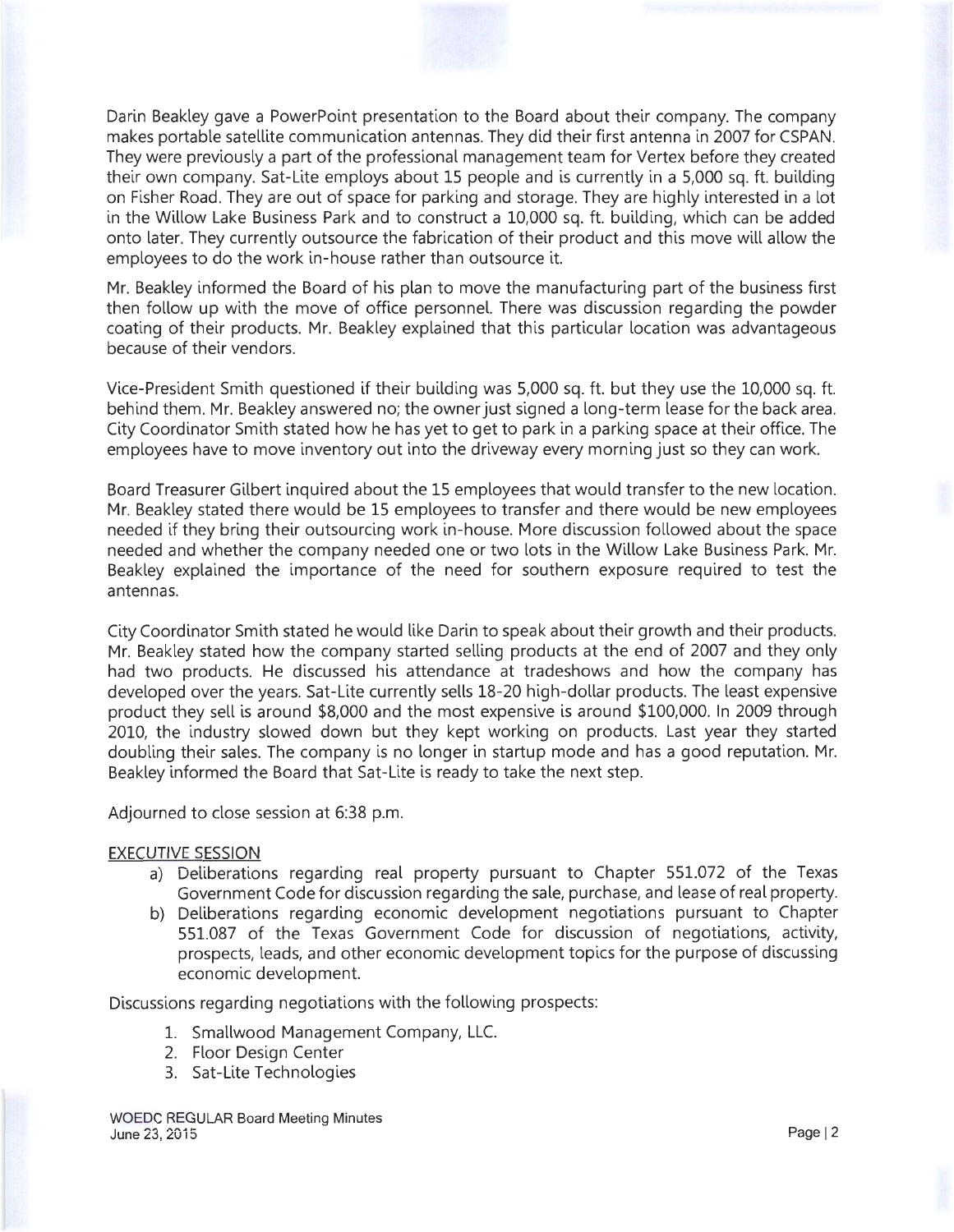Darin Beakley gave a PowerPoint presentation to the Board about their company. The company makes portable satellite communication antennas. They did their first antenna in 2007 for CSPAN. They were previously a part of the professional management team for Vertex before they created their own company. Sat-Lite employs about 15 people and is currently in a 5,000 sq. ft. building on Fisher Road. They are out of space for parking and storage. They are highly interested in a lot in the Willow Lake Business Park and to construct a 10,000 sq. ft. building, which can be added onto later. They currently outsource the fabrication of their product and this move will allow the employees to do the work in-house rather than outsource it.

Mr. Beakley informed the Board of his plan to move the manufacturing part of the business first then follow up with the move of office personnel. There was discussion regarding the powder coating of their products. Mr. Beakley explained that this particular location was advantageous because of their vendors.

Vice-President Smith questioned if their building was 5,000 sq. ft. but they use the 10,000 sq. ft. behind them. Mr. Beakley answered no; the owner just signed a long-term lease for the back area. City Coordinator Smith stated how he has yet to get to park in a parking space at their office. The employees have to move inventory out into the driveway every morning just so they can work.

Board Treasurer Gilbert inquired about the 15 employees that would transfer to the new location. Mr. Beakley stated there would be 15 employees to transfer and there would be new employees needed if they bring their outsourcing work in-house. More discussion followed about the space needed and whether the company needed one or two lots in the Willow Lake Business Park. Mr. Beakley explained the importance of the need for southern exposure required to test the antennas.

City Coordinator Smith stated he would like Darin to speak about their growth and their products. Mr. Beakley stated how the company started selling products at the end of 2007 and they only had two products. He discussed his attendance at tradeshows and how the company has developed over the years. Sat-Lite currently sells 18-20 high-dollar products. The least expensive product they sell is around $8,000 and the most expensive is around $100,000. In 2009 through 2010, the industry slowed down but they kept working on products. Last year they started doubling their sales. The company is no longer in startup mode and has a good reputation. Mr. Beakley informed the Board that Sat-Lite is ready to take the next step.

Adjourned to close session at 6:38 p.m.

EXECUTIVE SESSION

a) Deliberations regarding real property pursuant to Chapter 551.072 of the Texas Government Code for discussion regarding the sale, purchase, and lease of real property.
b) Deliberations regarding economic development negotiations pursuant to Chapter 551.087 of the Texas Government Code for discussion of negotiations, activity, prospects, leads, and other economic development topics for the purpose of discussing economic development.

Discussions regarding negotiations with the following prospects:

1. Smallwood Management Company, LLC.
2. Floor Design Center
3. Sat-Lite Technologies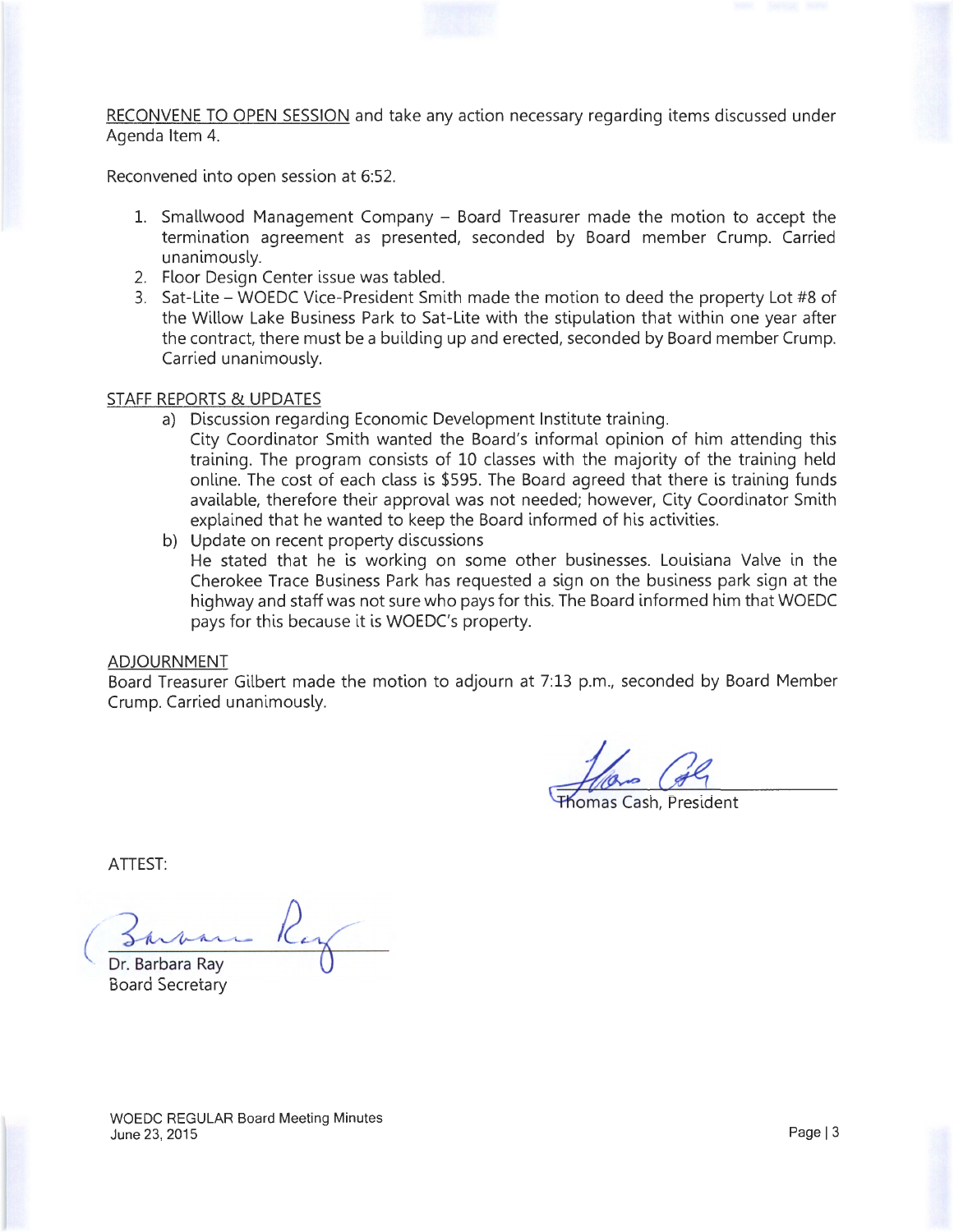RECONVENE TO OPEN SESSION and take any action necessary regarding items discussed under Agenda Item 4.

Reconvened into open session at 6:52.

1. Smallwood Management Company – Board Treasurer made the motion to accept the termination agreement as presented, seconded by Board member Crump. Carried unanimously.
2. Floor Design Center issue was tabled.
3. Sat-Lite – WOEDC Vice-President Smith made the motion to deed the property Lot #8 of the Willow Lake Business Park to Sat-Lite with the stipulation that within one year after the contract, there must be a building up and erected, seconded by Board member Crump. Carried unanimously.

STAFF REPORTS & UPDATES

a) Discussion regarding Economic Development Institute training.
   City Coordinator Smith wanted the Board's informal opinion of him attending this training. The program consists of 10 classes with the majority of the training held online. The cost of each class is $595. The Board agreed that there is training funds available, therefore their approval was not needed; however, City Coordinator Smith explained that he wanted to keep the Board informed of his activities.
b) Update on recent property discussions
   He stated that he is working on some other businesses. Louisiana Valve in the Cherokee Trace Business Park has requested a sign on the business park sign at the highway and staff was not sure who pays for this. The Board informed him that WOEDC pays for this because it is WOEDC's property.

ADJOURNMENT

Board Treasurer Gilbert made the motion to adjourn at 7:13 p.m., seconded by Board Member Crump. Carried unanimously.

Thomas Cash, President

ATTEST:

Dr. Barbara Ray
Board Secretary

WOEDC REGULAR Board Meeting Minutes
June 23, 2015